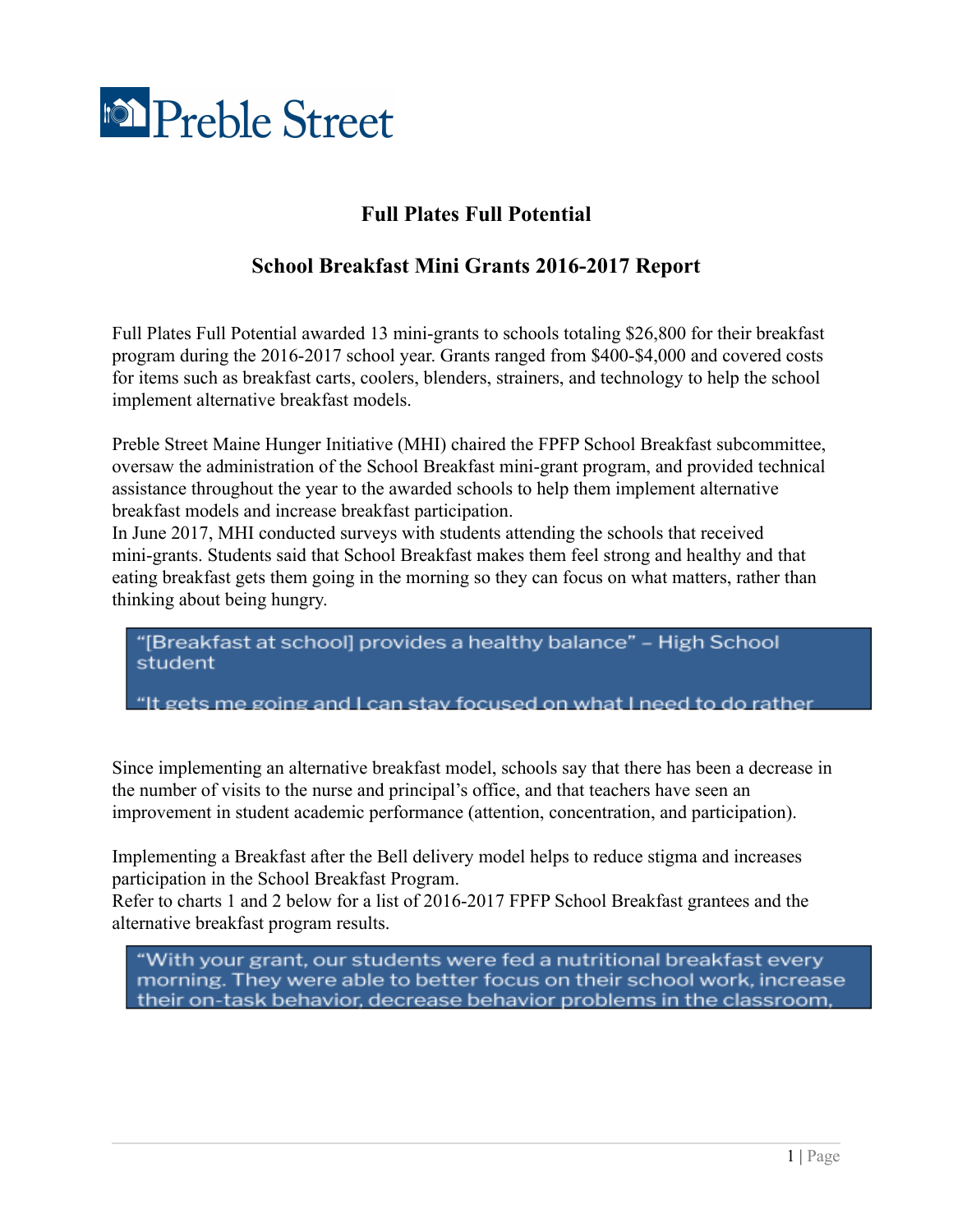# Preble Street

## Full Plates Full Potential

## School Breakfast Mini Grants 2016-2017 Report

Full Plates Full Potential awarded 13 mini-grants to schools totaling $26,800 for their breakfast program during the 2016-2017 school year. Grants ranged from $400-$4,000 and covered costs for items such as breakfast carts, coolers, blenders, strainers, and technology to help the school implement alternative breakfast models.

Preble Street Maine Hunger Initiative (MHI) chaired the FPFP School Breakfast subcommittee, oversaw the administration of the School Breakfast mini-grant program, and provided technical assistance throughout the year to the awarded schools to help them implement alternative breakfast models and increase breakfast participation.

In June 2017, MHI conducted surveys with students attending the schools that received mini-grants. Students said that School Breakfast makes them feel strong and healthy and that eating breakfast gets them going in the morning so they can focus on what matters, rather than thinking about being hungry.

> "[Breakfast at school] provides a healthy balance" – High School student
>
> "It gets me going and I can stay focused on what I need to do rather

Since implementing an alternative breakfast model, schools say that there has been a decrease in the number of visits to the nurse and principal's office, and that teachers have seen an improvement in student academic performance (attention, concentration, and participation).

Implementing a Breakfast after the Bell delivery model helps to reduce stigma and increases participation in the School Breakfast Program.

Refer to charts 1 and 2 below for a list of 2016-2017 FPFP School Breakfast grantees and the alternative breakfast program results.

> "With your grant, our students were fed a nutritional breakfast every morning. They were able to better focus on their school work, increase their on-task behavior, decrease behavior problems in the classroom,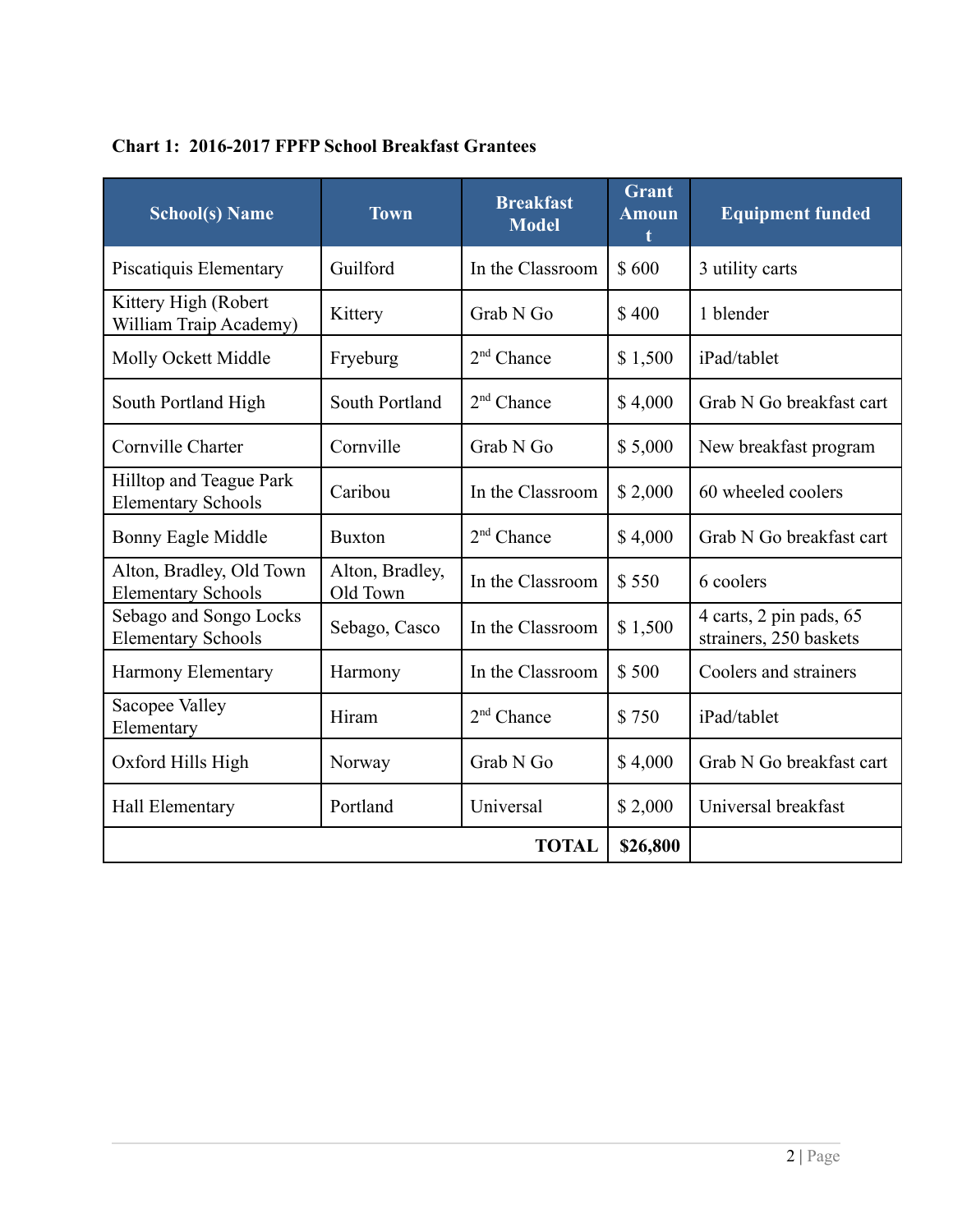**Chart 1: 2016-2017 FPFP School Breakfast Grantees**

| School(s) Name | Town | Breakfast Model | Grant Amount | Equipment funded |
|---|---|---|---|---|
| Piscatiquis Elementary | Guilford | In the Classroom | $ 600 | 3 utility carts |
| Kittery High (Robert William Traip Academy) | Kittery | Grab N Go | $ 400 | 1 blender |
| Molly Ockett Middle | Fryeburg | 2nd Chance | $ 1,500 | iPad/tablet |
| South Portland High | South Portland | 2nd Chance | $ 4,000 | Grab N Go breakfast cart |
| Cornville Charter | Cornville | Grab N Go | $ 5,000 | New breakfast program |
| Hilltop and Teague Park Elementary Schools | Caribou | In the Classroom | $ 2,000 | 60 wheeled coolers |
| Bonny Eagle Middle | Buxton | 2nd Chance | $ 4,000 | Grab N Go breakfast cart |
| Alton, Bradley, Old Town Elementary Schools | Alton, Bradley, Old Town | In the Classroom | $ 550 | 6 coolers |
| Sebago and Songo Locks Elementary Schools | Sebago, Casco | In the Classroom | $ 1,500 | 4 carts, 2 pin pads, 65 strainers, 250 baskets |
| Harmony Elementary | Harmony | In the Classroom | $ 500 | Coolers and strainers |
| Sacopee Valley Elementary | Hiram | 2nd Chance | $ 750 | iPad/tablet |
| Oxford Hills High | Norway | Grab N Go | $ 4,000 | Grab N Go breakfast cart |
| Hall Elementary | Portland | Universal | $ 2,000 | Universal breakfast |
| | | **TOTAL** | **$26,800** | |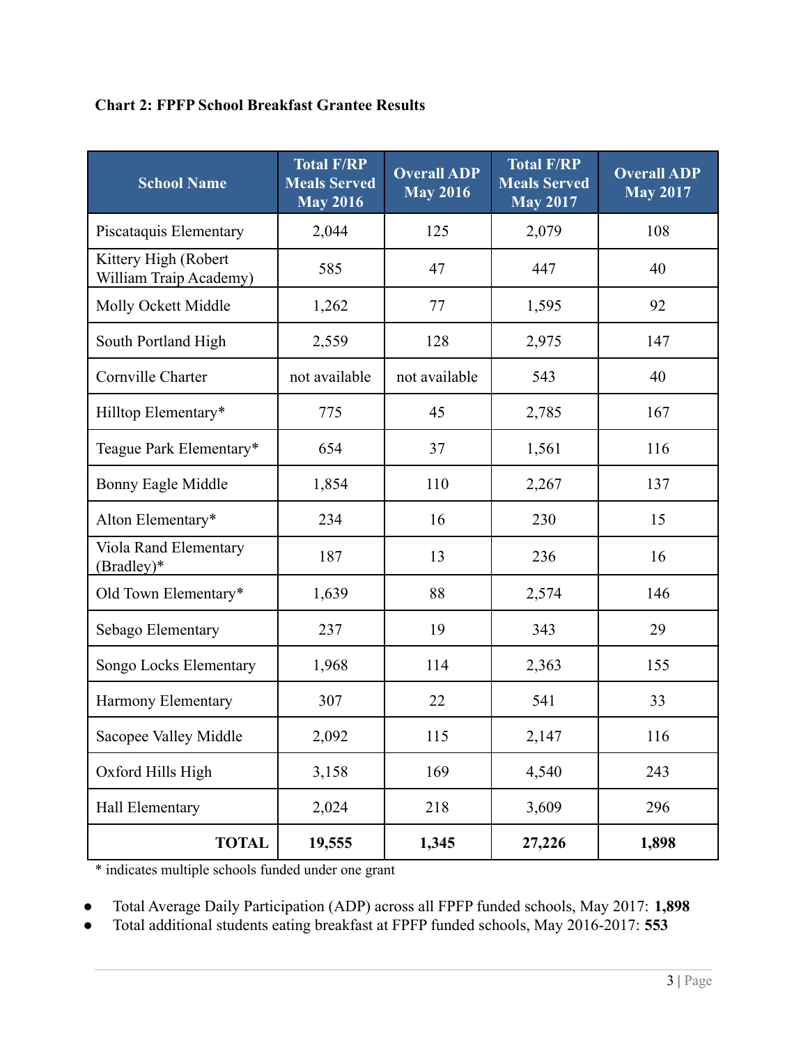**Chart 2: FPFP School Breakfast Grantee Results**

| School Name | Total F/RP Meals Served May 2016 | Overall ADP May 2016 | Total F/RP Meals Served May 2017 | Overall ADP May 2017 |
|---|---|---|---|---|
| Piscataquis Elementary | 2,044 | 125 | 2,079 | 108 |
| Kittery High (Robert William Traip Academy) | 585 | 47 | 447 | 40 |
| Molly Ockett Middle | 1,262 | 77 | 1,595 | 92 |
| South Portland High | 2,559 | 128 | 2,975 | 147 |
| Cornville Charter | not available | not available | 543 | 40 |
| Hilltop Elementary* | 775 | 45 | 2,785 | 167 |
| Teague Park Elementary* | 654 | 37 | 1,561 | 116 |
| Bonny Eagle Middle | 1,854 | 110 | 2,267 | 137 |
| Alton Elementary* | 234 | 16 | 230 | 15 |
| Viola Rand Elementary (Bradley)* | 187 | 13 | 236 | 16 |
| Old Town Elementary* | 1,639 | 88 | 2,574 | 146 |
| Sebago Elementary | 237 | 19 | 343 | 29 |
| Songo Locks Elementary | 1,968 | 114 | 2,363 | 155 |
| Harmony Elementary | 307 | 22 | 541 | 33 |
| Sacopee Valley Middle | 2,092 | 115 | 2,147 | 116 |
| Oxford Hills High | 3,158 | 169 | 4,540 | 243 |
| Hall Elementary | 2,024 | 218 | 3,609 | 296 |
| **TOTAL** | **19,555** | **1,345** | **27,226** | **1,898** |

\* indicates multiple schools funded under one grant

- Total Average Daily Participation (ADP) across all FPFP funded schools, May 2017: **1,898**
- Total additional students eating breakfast at FPFP funded schools, May 2016-2017: **553**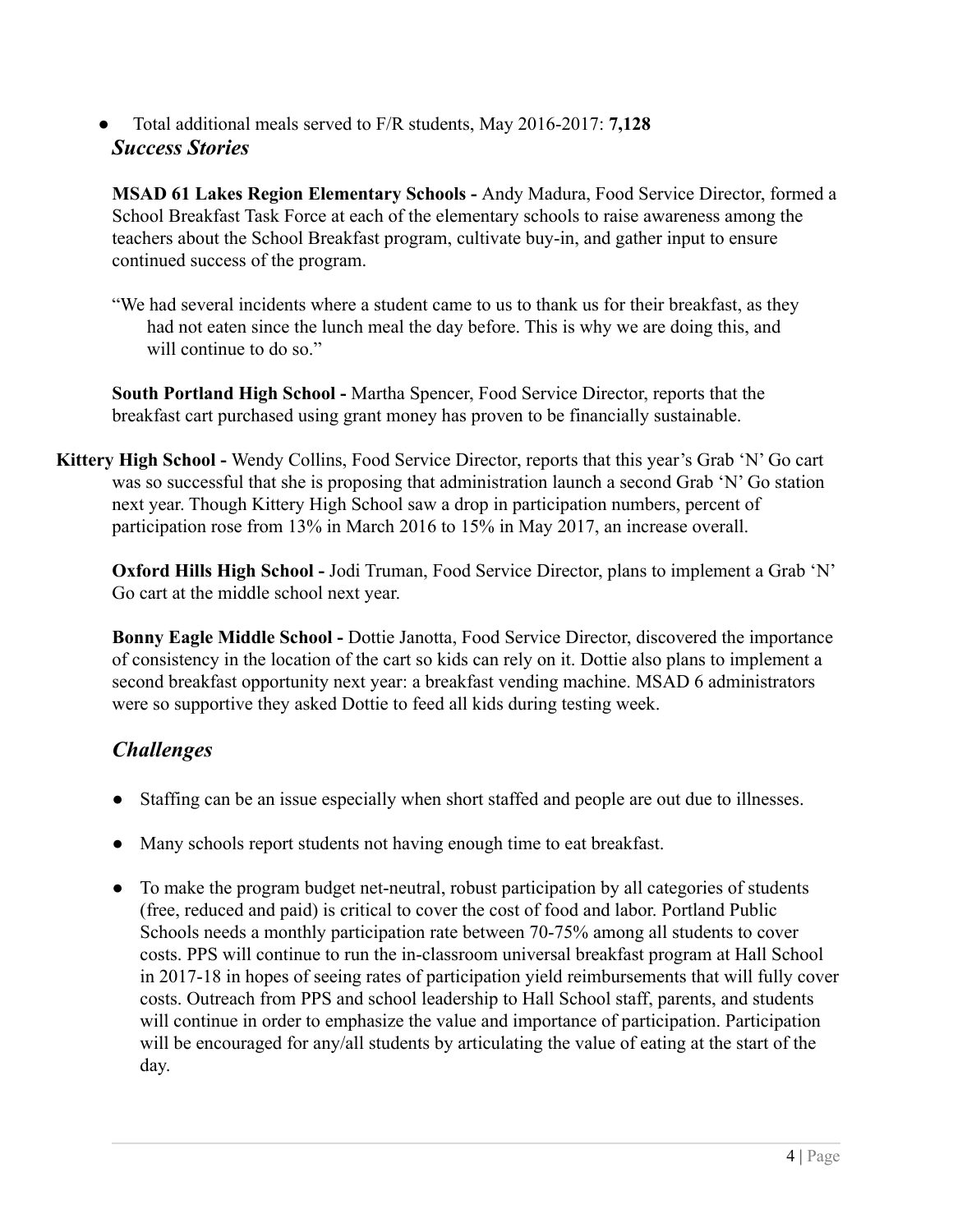- Total additional meals served to F/R students, May 2016-2017: **7,128**

### *Success Stories*

**MSAD 61 Lakes Region Elementary Schools -** Andy Madura, Food Service Director, formed a School Breakfast Task Force at each of the elementary schools to raise awareness among the teachers about the School Breakfast program, cultivate buy-in, and gather input to ensure continued success of the program.

"We had several incidents where a student came to us to thank us for their breakfast, as they had not eaten since the lunch meal the day before. This is why we are doing this, and will continue to do so."

**South Portland High School -** Martha Spencer, Food Service Director, reports that the breakfast cart purchased using grant money has proven to be financially sustainable.

**Kittery High School -** Wendy Collins, Food Service Director, reports that this year's Grab 'N' Go cart was so successful that she is proposing that administration launch a second Grab 'N' Go station next year. Though Kittery High School saw a drop in participation numbers, percent of participation rose from 13% in March 2016 to 15% in May 2017, an increase overall.

**Oxford Hills High School -** Jodi Truman, Food Service Director, plans to implement a Grab 'N' Go cart at the middle school next year.

**Bonny Eagle Middle School -** Dottie Janotta, Food Service Director, discovered the importance of consistency in the location of the cart so kids can rely on it. Dottie also plans to implement a second breakfast opportunity next year: a breakfast vending machine. MSAD 6 administrators were so supportive they asked Dottie to feed all kids during testing week.

## *Challenges*

- Staffing can be an issue especially when short staffed and people are out due to illnesses.
- Many schools report students not having enough time to eat breakfast.
- To make the program budget net-neutral, robust participation by all categories of students (free, reduced and paid) is critical to cover the cost of food and labor. Portland Public Schools needs a monthly participation rate between 70-75% among all students to cover costs. PPS will continue to run the in-classroom universal breakfast program at Hall School in 2017-18 in hopes of seeing rates of participation yield reimbursements that will fully cover costs. Outreach from PPS and school leadership to Hall School staff, parents, and students will continue in order to emphasize the value and importance of participation. Participation will be encouraged for any/all students by articulating the value of eating at the start of the day.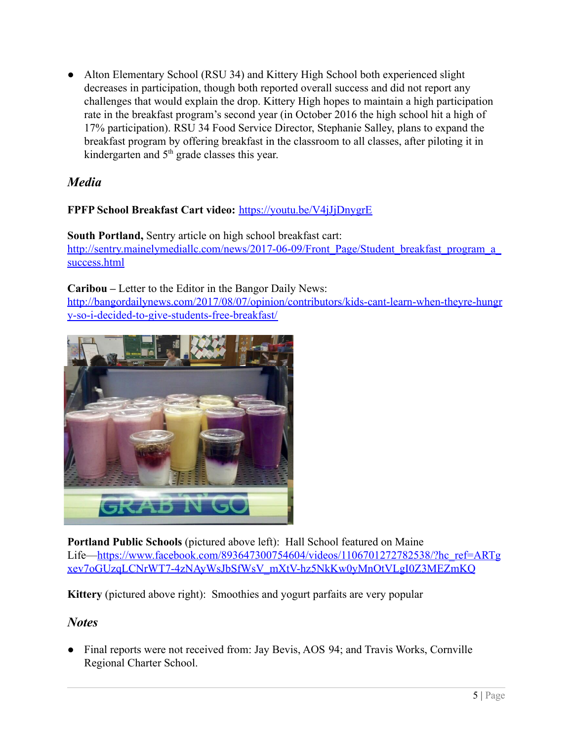- Alton Elementary School (RSU 34) and Kittery High School both experienced slight decreases in participation, though both reported overall success and did not report any challenges that would explain the drop. Kittery High hopes to maintain a high participation rate in the breakfast program's second year (in October 2016 the high school hit a high of 17% participation). RSU 34 Food Service Director, Stephanie Salley, plans to expand the breakfast program by offering breakfast in the classroom to all classes, after piloting it in kindergarten and 5th grade classes this year.

## *Media*

**FPFP School Breakfast Cart video:** https://youtu.be/V4jJjDnygrE

**South Portland,** Sentry article on high school breakfast cart: http://sentry.mainelymediallc.com/news/2017-06-09/Front_Page/Student_breakfast_program_a_success.html

**Caribou** – Letter to the Editor in the Bangor Daily News: http://bangordailynews.com/2017/08/07/opinion/contributors/kids-cant-learn-when-theyre-hungry-so-i-decided-to-give-students-free-breakfast/

**Portland Public Schools** (pictured above left): Hall School featured on Maine Life—https://www.facebook.com/893647300754604/videos/1106701272782538/?hc_ref=ARTgxev7oGUzqLCNrWT7-4zNAyWsJbSfWsV_mXtV-hz5NkKw0yMnOtVLgI0Z3MEZmKQ

**Kittery** (pictured above right): Smoothies and yogurt parfaits are very popular

## *Notes*

- Final reports were not received from: Jay Bevis, AOS 94; and Travis Works, Cornville Regional Charter School.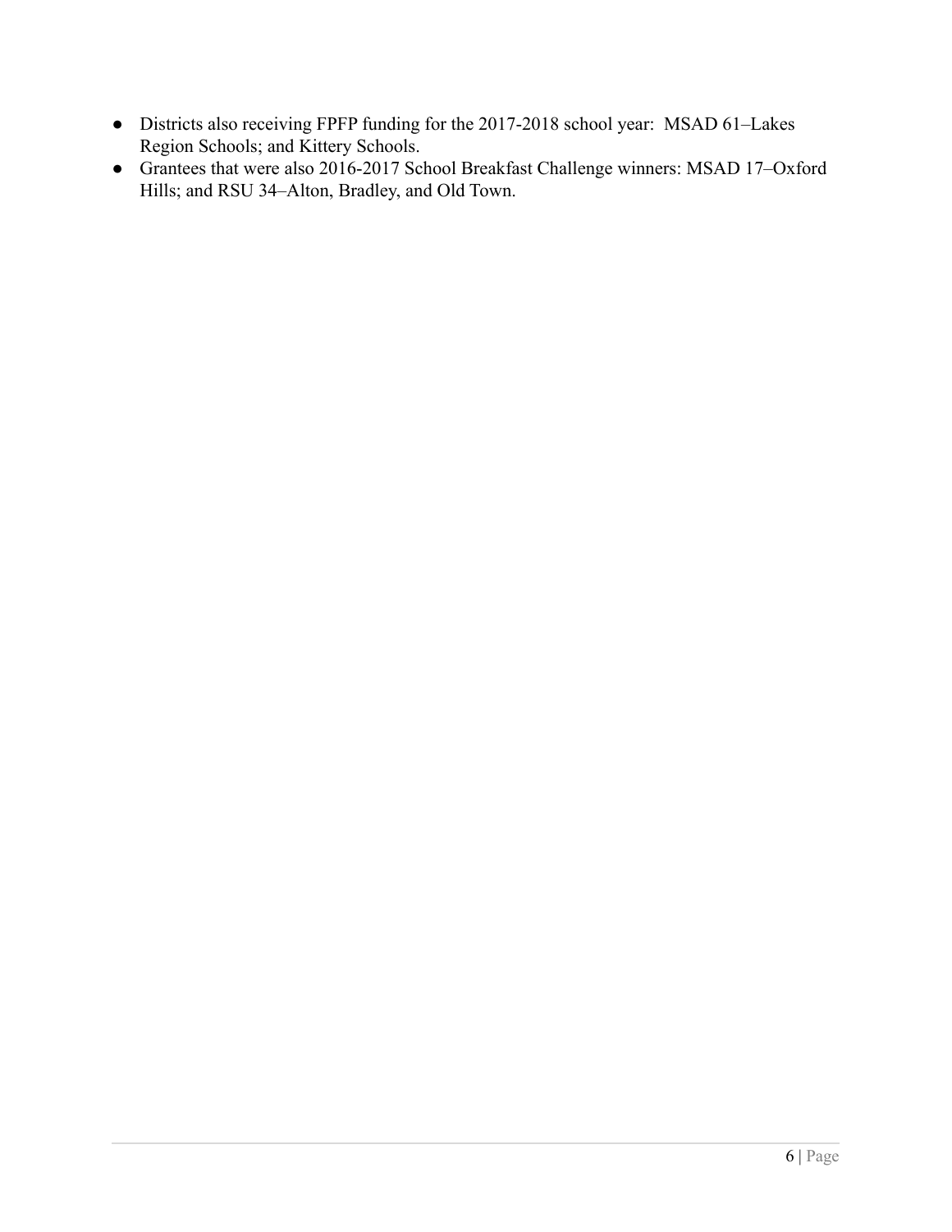- Districts also receiving FPFP funding for the 2017-2018 school year: MSAD 61–Lakes Region Schools; and Kittery Schools.
- Grantees that were also 2016-2017 School Breakfast Challenge winners: MSAD 17–Oxford Hills; and RSU 34–Alton, Bradley, and Old Town.